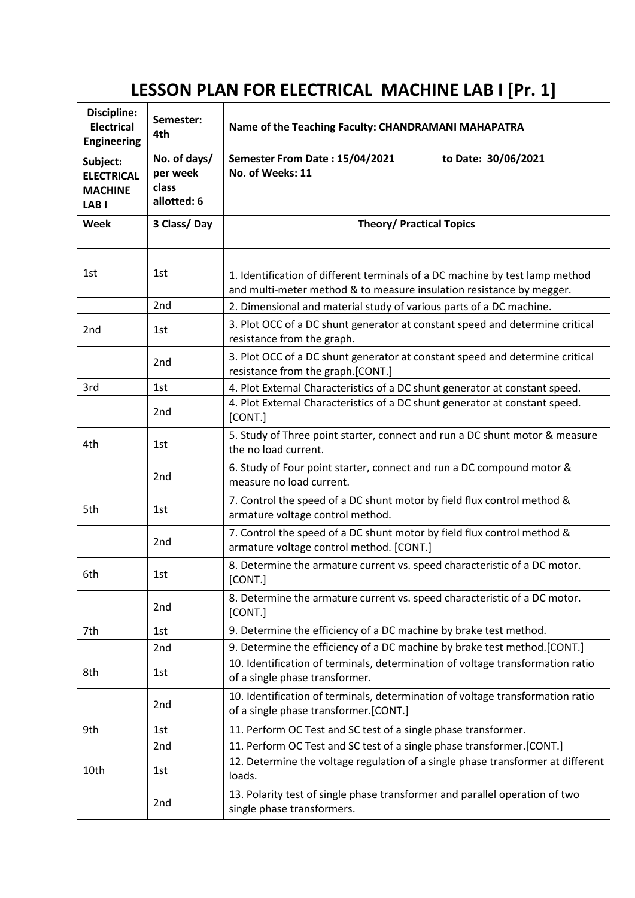# LESSON PLAN FOR ELECTRICAL MACHINE LAB I [Pr. 1]

| Discipline: Electrical Engineering | Semester: 4th | Name of the Teaching Faculty: CHANDRAMANI MAHAPATRA |
|---|---|---|
| Subject: ELECTRICAL MACHINE LAB I | No. of days/ per week class allotted: 6 | Semester From Date : 15/04/2021 to Date: 30/06/2021<br>No. of Weeks: 11 |
| **Week** | **3 Class/ Day** | **Theory/ Practical Topics** |
| | | |
| 1st | 1st | 1. Identification of different terminals of a DC machine by test lamp method and multi-meter method & to measure insulation resistance by megger. |
| | 2nd | 2. Dimensional and material study of various parts of a DC machine. |
| 2nd | 1st | 3. Plot OCC of a DC shunt generator at constant speed and determine critical resistance from the graph. |
| | 2nd | 3. Plot OCC of a DC shunt generator at constant speed and determine critical resistance from the graph.[CONT.] |
| 3rd | 1st | 4. Plot External Characteristics of a DC shunt generator at constant speed. |
| | 2nd | 4. Plot External Characteristics of a DC shunt generator at constant speed. [CONT.] |
| 4th | 1st | 5. Study of Three point starter, connect and run a DC shunt motor & measure the no load current. |
| | 2nd | 6. Study of Four point starter, connect and run a DC compound motor & measure no load current. |
| 5th | 1st | 7. Control the speed of a DC shunt motor by field flux control method & armature voltage control method. |
| | 2nd | 7. Control the speed of a DC shunt motor by field flux control method & armature voltage control method. [CONT.] |
| 6th | 1st | 8. Determine the armature current vs. speed characteristic of a DC motor. [CONT.] |
| | 2nd | 8. Determine the armature current vs. speed characteristic of a DC motor. [CONT.] |
| 7th | 1st | 9. Determine the efficiency of a DC machine by brake test method. |
| | 2nd | 9. Determine the efficiency of a DC machine by brake test method.[CONT.] |
| 8th | 1st | 10. Identification of terminals, determination of voltage transformation ratio of a single phase transformer. |
| | 2nd | 10. Identification of terminals, determination of voltage transformation ratio of a single phase transformer.[CONT.] |
| 9th | 1st | 11. Perform OC Test and SC test of a single phase transformer. |
| | 2nd | 11. Perform OC Test and SC test of a single phase transformer.[CONT.] |
| 10th | 1st | 12. Determine the voltage regulation of a single phase transformer at different loads. |
| | 2nd | 13. Polarity test of single phase transformer and parallel operation of two single phase transformers. |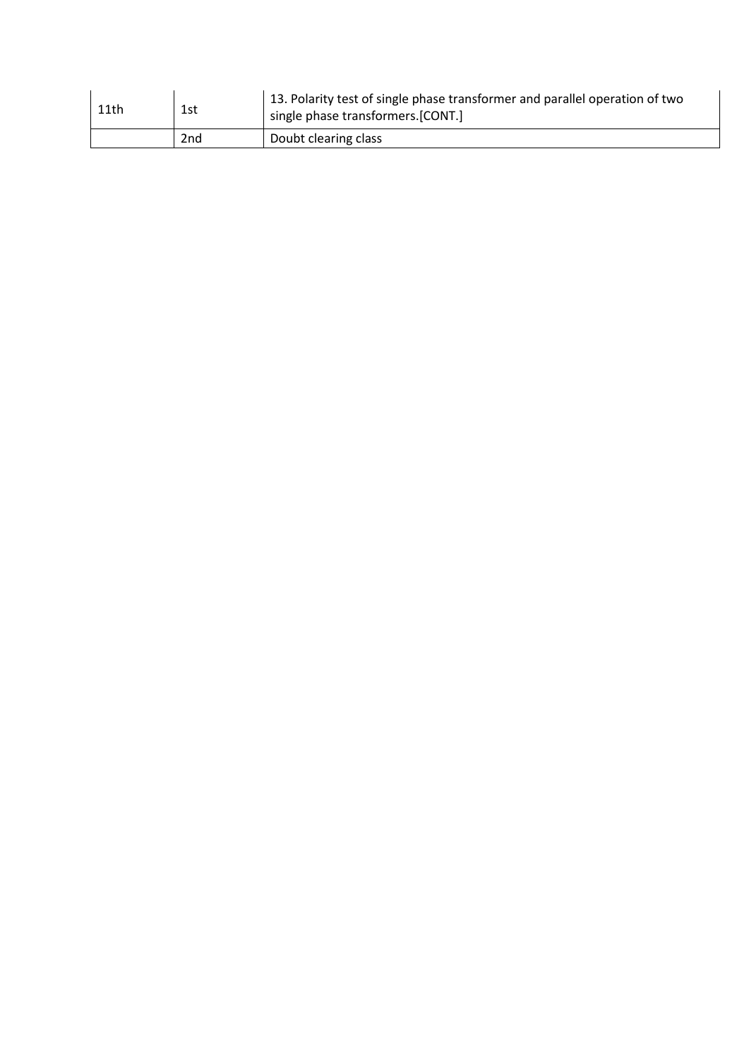| | | |
|---|---|---|
| 11th | 1st | 13. Polarity test of single phase transformer and parallel operation of two single phase transformers.[CONT.] |
| | 2nd | Doubt clearing class |